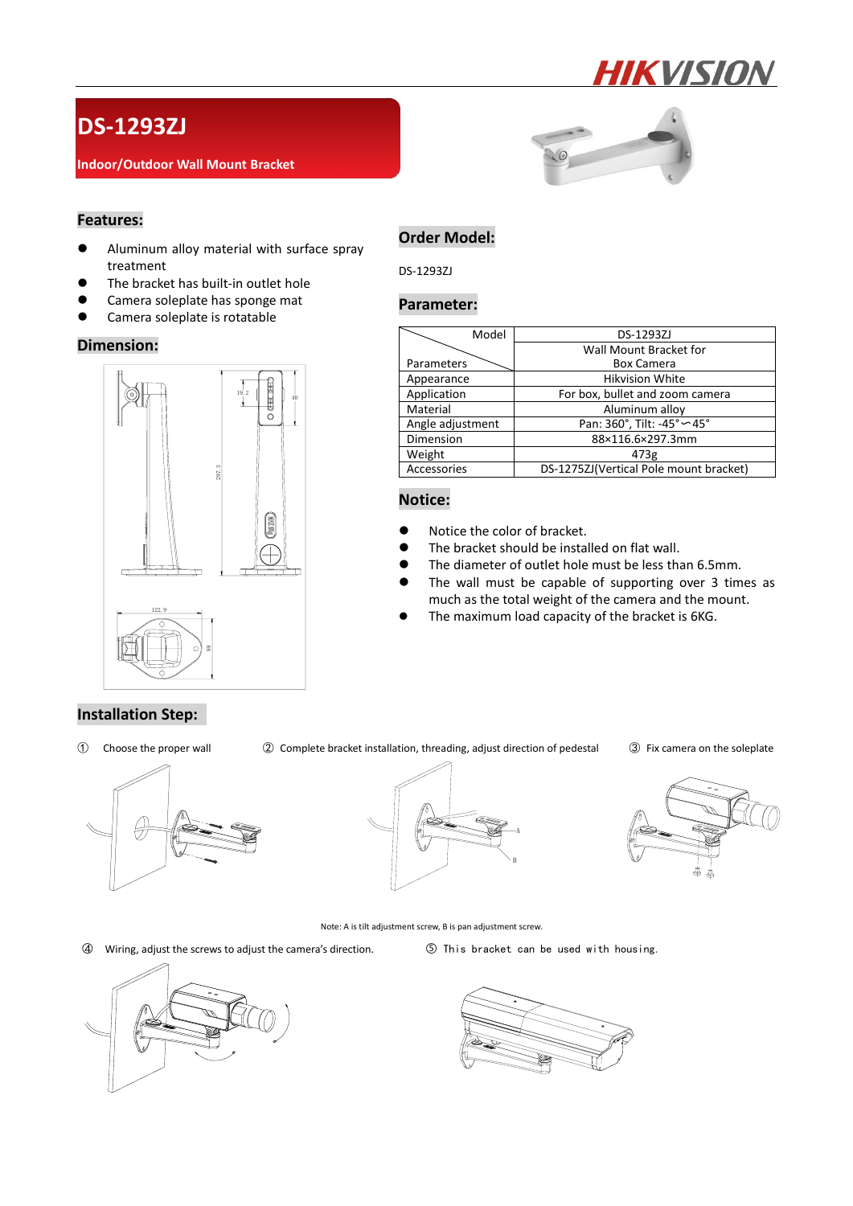# DS-1293ZJ

**Indoor/Outdoor Wall Mount Bracket**

## Features:

- Aluminum alloy material with surface spray treatment
- The bracket has built-in outlet hole
- Camera soleplate has sponge mat
- Camera soleplate is rotatable

## Dimension:

## Order Model:

DS-1293ZJ

## Parameter:

| Model / Parameters | DS-1293ZJ |
|---|---|
| | Wall Mount Bracket for Box Camera |
| Appearance | Hikvision White |
| Application | For box, bullet and zoom camera |
| Material | Aluminum alloy |
| Angle adjustment | Pan: 360°, Tilt: -45°∽45° |
| Dimension | 88×116.6×297.3mm |
| Weight | 473g |
| Accessories | DS-1275ZJ(Vertical Pole mount bracket) |

## Notice:

- Notice the color of bracket.
- The bracket should be installed on flat wall.
- The diameter of outlet hole must be less than 6.5mm.
- The wall must be capable of supporting over 3 times as much as the total weight of the camera and the mount.
- The maximum load capacity of the bracket is 6KG.

## Installation Step:

① Choose the proper wall

② Complete bracket installation, threading, adjust direction of pedestal

③ Fix camera on the soleplate

Note: A is tilt adjustment screw, B is pan adjustment screw.

④ Wiring, adjust the screws to adjust the camera's direction.

⑤ This bracket can be used with housing.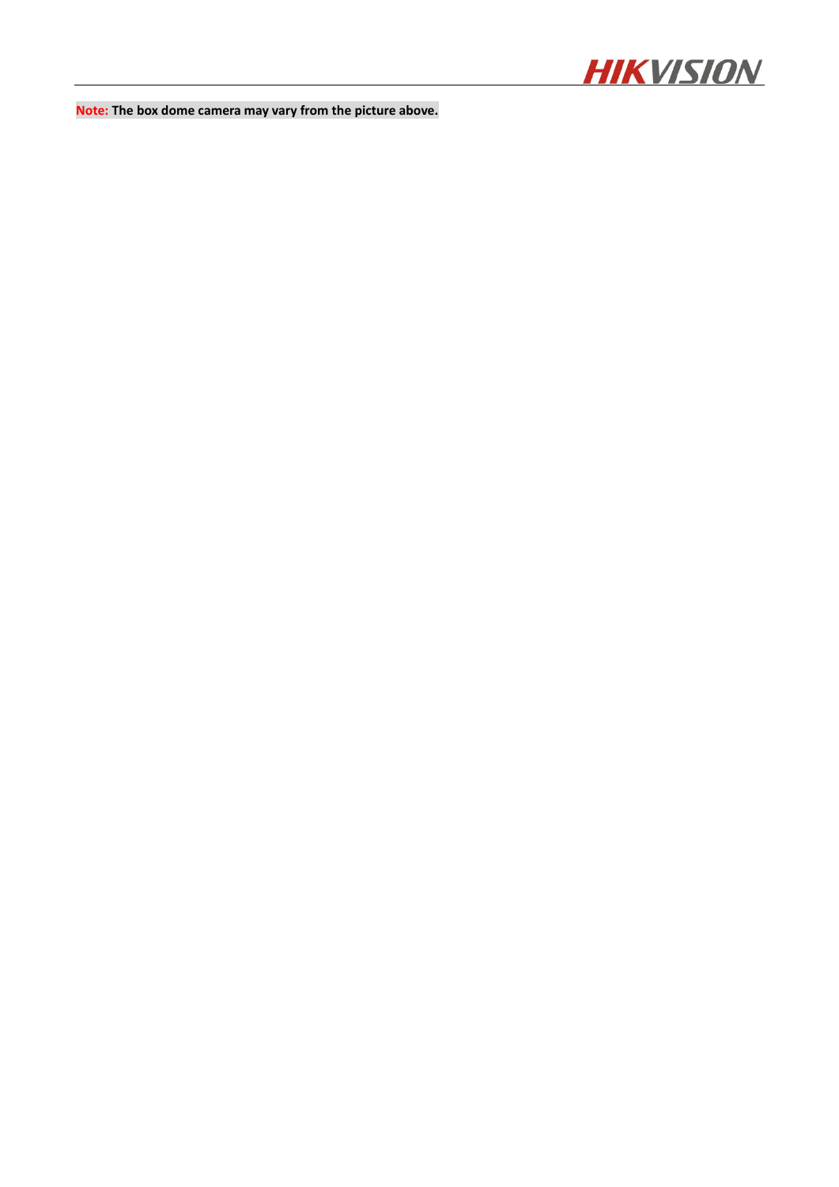**Note: The box dome camera may vary from the picture above.**